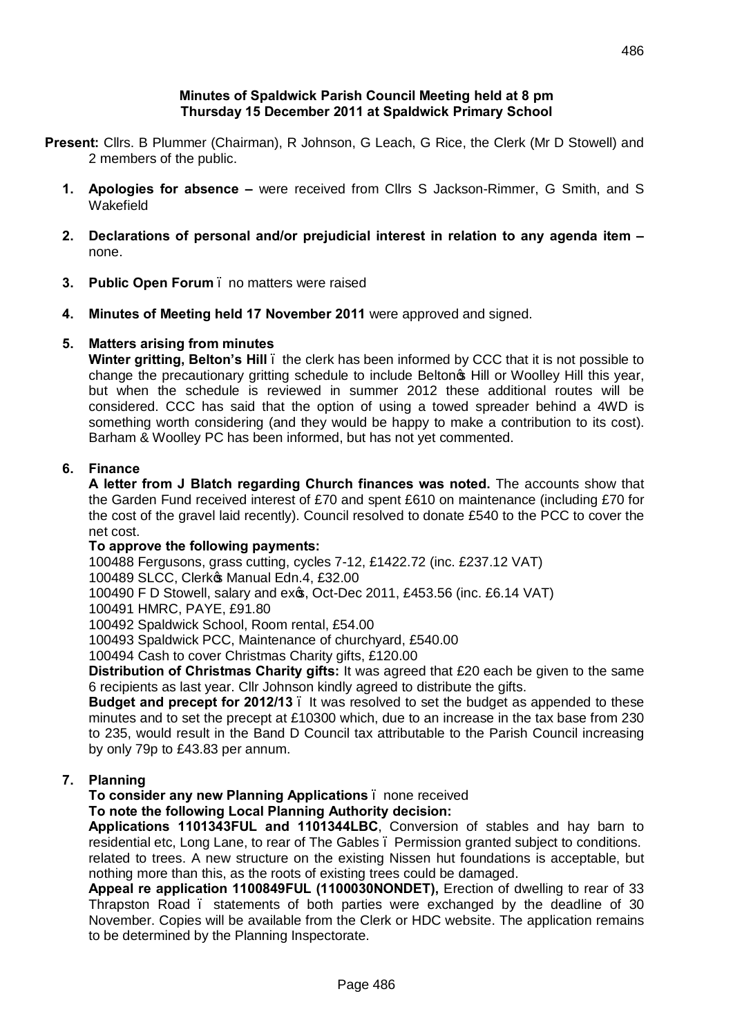**Minutes of Spaldwick Parish Council Meeting held at 8 pm**
**Thursday 15 December 2011 at Spaldwick Primary School**

**Present:** Cllrs. B Plummer (Chairman), R Johnson, G Leach, G Rice, the Clerk (Mr D Stowell) and 2 members of the public.

1. **Apologies for absence –** were received from Cllrs S Jackson-Rimmer, G Smith, and S Wakefield

2. **Declarations of personal and/or prejudicial interest in relation to any agenda item –** none.

3. **Public Open Forum** – no matters were raised

4. **Minutes of Meeting held 17 November 2011** were approved and signed.

5. **Matters arising from minutes**

   **Winter gritting, Belton's Hill** – the clerk has been informed by CCC that it is not possible to change the precautionary gritting schedule to include Belton's Hill or Woolley Hill this year, but when the schedule is reviewed in summer 2012 these additional routes will be considered. CCC has said that the option of using a towed spreader behind a 4WD is something worth considering (and they would be happy to make a contribution to its cost). Barham & Woolley PC has been informed, but has not yet commented.

6. **Finance**

   **A letter from J Blatch regarding Church finances was noted.** The accounts show that the Garden Fund received interest of £70 and spent £610 on maintenance (including £70 for the cost of the gravel laid recently). Council resolved to donate £540 to the PCC to cover the net cost.

   **To approve the following payments:**

   100488 Fergusons, grass cutting, cycles 7-12, £1422.72 (inc. £237.12 VAT)
   100489 SLCC, Clerk's Manual Edn.4, £32.00
   100490 F D Stowell, salary and exp's, Oct-Dec 2011, £453.56 (inc. £6.14 VAT)
   100491 HMRC, PAYE, £91.80
   100492 Spaldwick School, Room rental, £54.00
   100493 Spaldwick PCC, Maintenance of churchyard, £540.00
   100494 Cash to cover Christmas Charity gifts, £120.00

   **Distribution of Christmas Charity gifts:** It was agreed that £20 each be given to the same 6 recipients as last year. Cllr Johnson kindly agreed to distribute the gifts.

   **Budget and precept for 2012/13** – It was resolved to set the budget as appended to these minutes and to set the precept at £10300 which, due to an increase in the tax base from 230 to 235, would result in the Band D Council tax attributable to the Parish Council increasing by only 79p to £43.83 per annum.

7. **Planning**

   **To consider any new Planning Applications** – none received

   **To note the following Local Planning Authority decision:**

   **Applications 1101343FUL and 1101344LBC**, Conversion of stables and hay barn to residential etc, Long Lane, to rear of The Gables – Permission granted subject to conditions. related to trees. A new structure on the existing Nissen hut foundations is acceptable, but nothing more than this, as the roots of existing trees could be damaged.

   **Appeal re application 1100849FUL (1100030NONDET),** Erection of dwelling to rear of 33 Thrapston Road – statements of both parties were exchanged by the deadline of 30 November. Copies will be available from the Clerk or HDC website. The application remains to be determined by the Planning Inspectorate.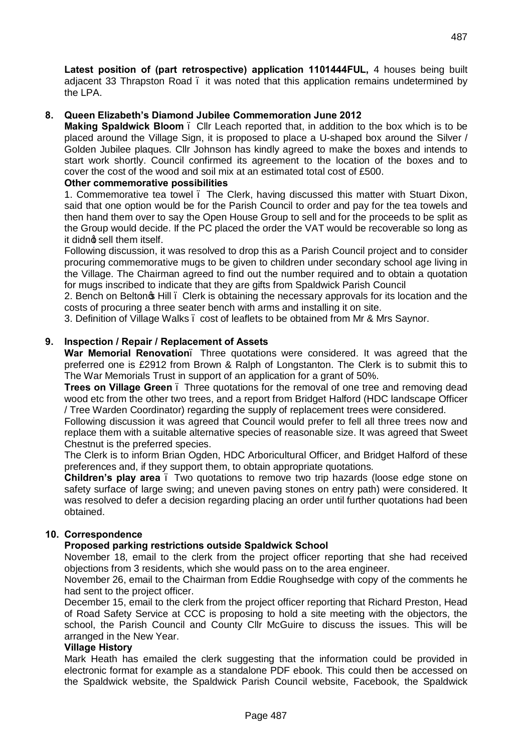**Latest position of (part retrospective) application 1101444FUL,** 4 houses being built adjacent 33 Thrapston Road – it was noted that this application remains undetermined by the LPA.

## 8. Queen Elizabeth's Diamond Jubilee Commemoration June 2012

**Making Spaldwick Bloom** – Cllr Leach reported that, in addition to the box which is to be placed around the Village Sign, it is proposed to place a U-shaped box around the Silver / Golden Jubilee plaques. Cllr Johnson has kindly agreed to make the boxes and intends to start work shortly. Council confirmed its agreement to the location of the boxes and to cover the cost of the wood and soil mix at an estimated total cost of £500.

**Other commemorative possibilities**

1. Commemorative tea towel – The Clerk, having discussed this matter with Stuart Dixon, said that one option would be for the Parish Council to order and pay for the tea towels and then hand them over to say the Open House Group to sell and for the proceeds to be split as the Group would decide. If the PC placed the order the VAT would be recoverable so long as it didn't sell them itself.

Following discussion, it was resolved to drop this as a Parish Council project and to consider procuring commemorative mugs to be given to children under secondary school age living in the Village. The Chairman agreed to find out the number required and to obtain a quotation for mugs inscribed to indicate that they are gifts from Spaldwick Parish Council

2. Bench on Belton's Hill – Clerk is obtaining the necessary approvals for its location and the costs of procuring a three seater bench with arms and installing it on site.

3. Definition of Village Walks – cost of leaflets to be obtained from Mr & Mrs Saynor.

## 9. Inspection / Repair / Replacement of Assets

**War Memorial Renovation** – Three quotations were considered. It was agreed that the preferred one is £2912 from Brown & Ralph of Longstanton. The Clerk is to submit this to The War Memorials Trust in support of an application for a grant of 50%.

**Trees on Village Green** – Three quotations for the removal of one tree and removing dead wood etc from the other two trees, and a report from Bridget Halford (HDC landscape Officer / Tree Warden Coordinator) regarding the supply of replacement trees were considered.

Following discussion it was agreed that Council would prefer to fell all three trees now and replace them with a suitable alternative species of reasonable size. It was agreed that Sweet Chestnut is the preferred species.

The Clerk is to inform Brian Ogden, HDC Arboricultural Officer, and Bridget Halford of these preferences and, if they support them, to obtain appropriate quotations.

**Children's play area** – Two quotations to remove two trip hazards (loose edge stone on safety surface of large swing; and uneven paving stones on entry path) were considered. It was resolved to defer a decision regarding placing an order until further quotations had been obtained.

## 10. Correspondence

**Proposed parking restrictions outside Spaldwick School**

November 18, email to the clerk from the project officer reporting that she had received objections from 3 residents, which she would pass on to the area engineer.

November 26, email to the Chairman from Eddie Roughsedge with copy of the comments he had sent to the project officer.

December 15, email to the clerk from the project officer reporting that Richard Preston, Head of Road Safety Service at CCC is proposing to hold a site meeting with the objectors, the school, the Parish Council and County Cllr McGuire to discuss the issues. This will be arranged in the New Year.

**Village History**

Mark Heath has emailed the clerk suggesting that the information could be provided in electronic format for example as a standalone PDF ebook. This could then be accessed on the Spaldwick website, the Spaldwick Parish Council website, Facebook, the Spaldwick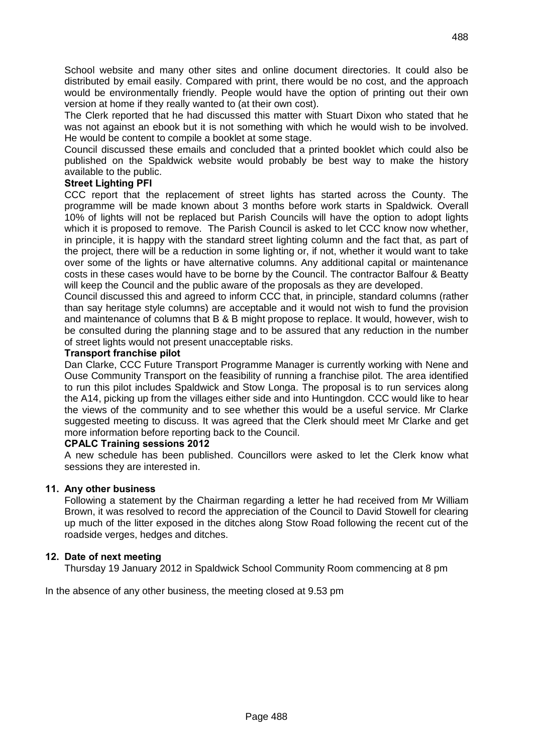School website and many other sites and online document directories. It could also be distributed by email easily. Compared with print, there would be no cost, and the approach would be environmentally friendly. People would have the option of printing out their own version at home if they really wanted to (at their own cost).

The Clerk reported that he had discussed this matter with Stuart Dixon who stated that he was not against an ebook but it is not something with which he would wish to be involved. He would be content to compile a booklet at some stage.

Council discussed these emails and concluded that a printed booklet which could also be published on the Spaldwick website would probably be best way to make the history available to the public.

**Street Lighting PFI**

CCC report that the replacement of street lights has started across the County. The programme will be made known about 3 months before work starts in Spaldwick. Overall 10% of lights will not be replaced but Parish Councils will have the option to adopt lights which it is proposed to remove. The Parish Council is asked to let CCC know now whether, in principle, it is happy with the standard street lighting column and the fact that, as part of the project, there will be a reduction in some lighting or, if not, whether it would want to take over some of the lights or have alternative columns. Any additional capital or maintenance costs in these cases would have to be borne by the Council. The contractor Balfour & Beatty will keep the Council and the public aware of the proposals as they are developed.

Council discussed this and agreed to inform CCC that, in principle, standard columns (rather than say heritage style columns) are acceptable and it would not wish to fund the provision and maintenance of columns that B & B might propose to replace. It would, however, wish to be consulted during the planning stage and to be assured that any reduction in the number of street lights would not present unacceptable risks.

**Transport franchise pilot**

Dan Clarke, CCC Future Transport Programme Manager is currently working with Nene and Ouse Community Transport on the feasibility of running a franchise pilot. The area identified to run this pilot includes Spaldwick and Stow Longa. The proposal is to run services along the A14, picking up from the villages either side and into Huntingdon. CCC would like to hear the views of the community and to see whether this would be a useful service. Mr Clarke suggested meeting to discuss. It was agreed that the Clerk should meet Mr Clarke and get more information before reporting back to the Council.

**CPALC Training sessions 2012**

A new schedule has been published. Councillors were asked to let the Clerk know what sessions they are interested in.

**11. Any other business**

Following a statement by the Chairman regarding a letter he had received from Mr William Brown, it was resolved to record the appreciation of the Council to David Stowell for clearing up much of the litter exposed in the ditches along Stow Road following the recent cut of the roadside verges, hedges and ditches.

**12. Date of next meeting**

Thursday 19 January 2012 in Spaldwick School Community Room commencing at 8 pm

In the absence of any other business, the meeting closed at 9.53 pm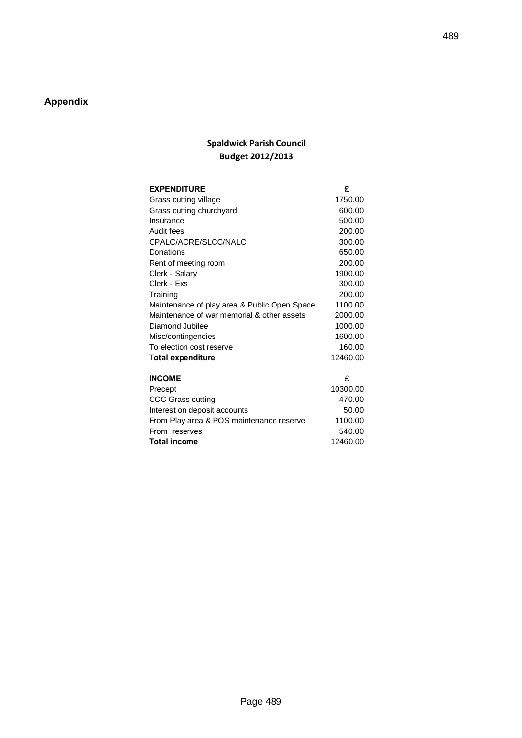**Appendix**

## Spaldwick Parish Council
## Budget 2012/2013

| EXPENDITURE | £ |
|---|---|
| Grass cutting village | 1750.00 |
| Grass cutting churchyard | 600.00 |
| Insurance | 500.00 |
| Audit fees | 200.00 |
| CPALC/ACRE/SLCC/NALC | 300.00 |
| Donations | 650.00 |
| Rent of meeting room | 200.00 |
| Clerk - Salary | 1900.00 |
| Clerk - Exs | 300.00 |
| Training | 200.00 |
| Maintenance of play area & Public Open Space | 1100.00 |
| Maintenance of war memorial & other assets | 2000.00 |
| Diamond Jubilee | 1000.00 |
| Misc/contingencies | 1600.00 |
| To election cost reserve | 160.00 |
| **Total expenditure** | 12460.00 |
| | |
| **INCOME** | £ |
| Precept | 10300.00 |
| CCC Grass cutting | 470.00 |
| Interest on deposit accounts | 50.00 |
| From Play area & POS maintenance reserve | 1100.00 |
| From reserves | 540.00 |
| **Total income** | 12460.00 |